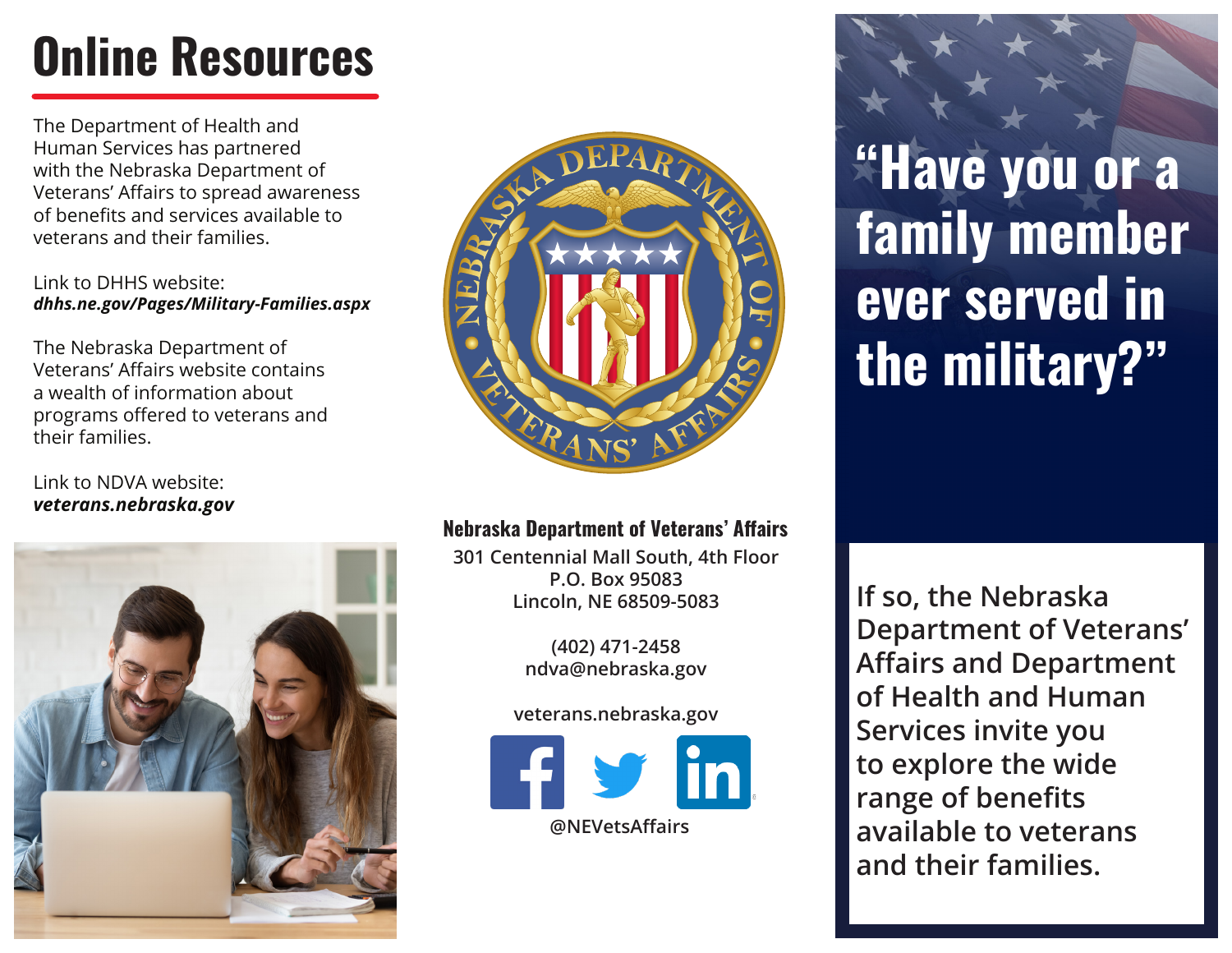# Online Resources

The Department of Health and Human Services has partnered with the Nebraska Department of Veterans' Affairs to spread awareness of benefits and services available to veterans and their families.

Link to DHHS website:
***dhhs.ne.gov/Pages/Military-Families.aspx***

The Nebraska Department of Veterans' Affairs website contains a wealth of information about programs offered to veterans and their families.

Link to NDVA website:
***veterans.nebraska.gov***

**Nebraska Department of Veterans' Affairs**

301 Centennial Mall South, 4th Floor
P.O. Box 95083
Lincoln, NE 68509-5083

(402) 471-2458
ndva@nebraska.gov

veterans.nebraska.gov

@NEVetsAffairs

# "Have you or a family member ever served in the military?"

If so, the Nebraska Department of Veterans' Affairs and Department of Health and Human Services invite you to explore the wide range of benefits available to veterans and their families.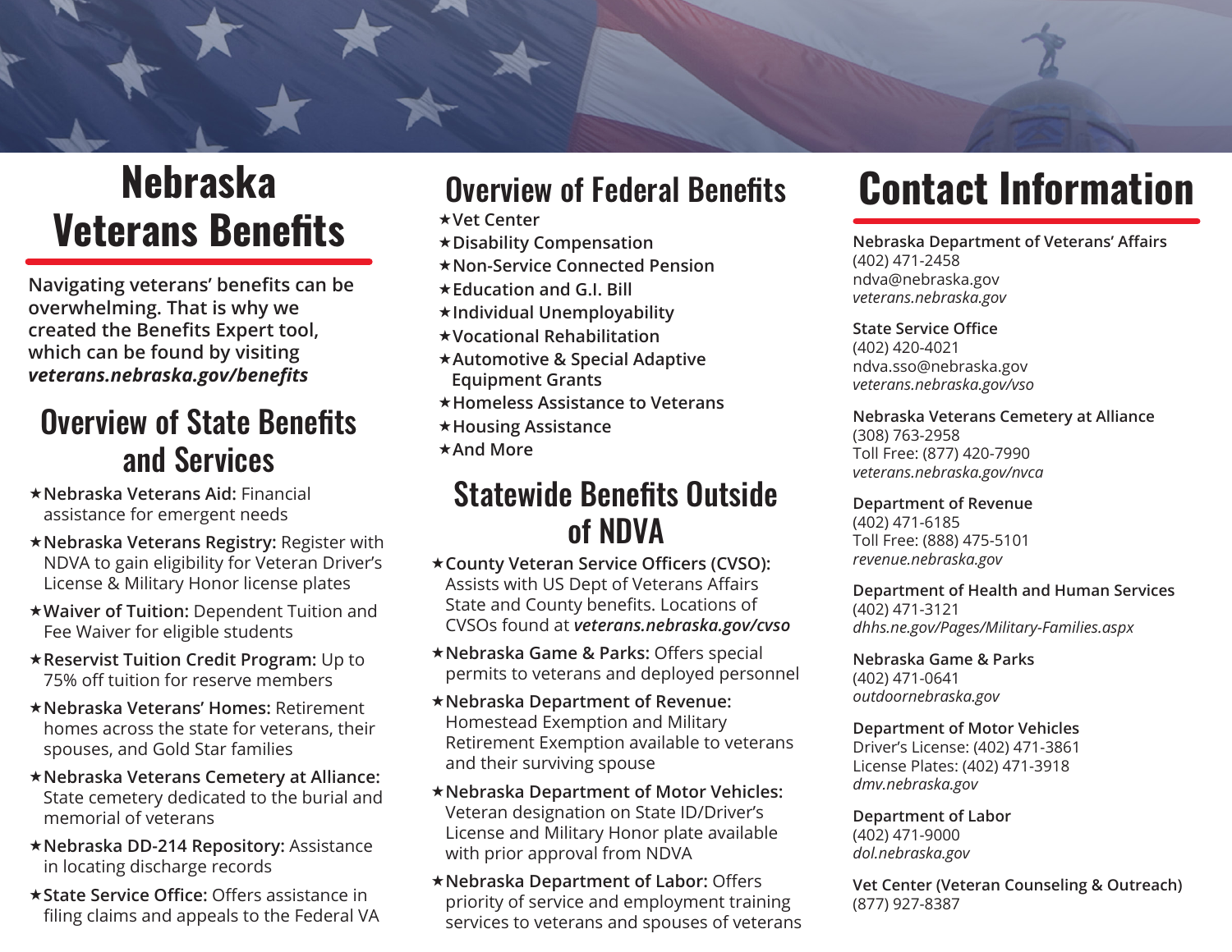# Nebraska Veterans Benefits

**Navigating veterans' benefits can be overwhelming. That is why we created the Benefits Expert tool, which can be found by visiting *veterans.nebraska.gov/benefits***

## Overview of State Benefits and Services

- ★**Nebraska Veterans Aid:** Financial assistance for emergent needs
- ★**Nebraska Veterans Registry:** Register with NDVA to gain eligibility for Veteran Driver's License & Military Honor license plates
- ★**Waiver of Tuition:** Dependent Tuition and Fee Waiver for eligible students
- ★**Reservist Tuition Credit Program:** Up to 75% off tuition for reserve members
- ★**Nebraska Veterans' Homes:** Retirement homes across the state for veterans, their spouses, and Gold Star families
- ★**Nebraska Veterans Cemetery at Alliance:** State cemetery dedicated to the burial and memorial of veterans
- ★**Nebraska DD-214 Repository:** Assistance in locating discharge records
- ★**State Service Office:** Offers assistance in filing claims and appeals to the Federal VA

## Overview of Federal Benefits

- ★**Vet Center**
- ★**Disability Compensation**
- ★**Non-Service Connected Pension**
- ★**Education and G.I. Bill**
- ★**Individual Unemployability**
- ★**Vocational Rehabilitation**
- ★**Automotive & Special Adaptive Equipment Grants**
- ★**Homeless Assistance to Veterans**
- ★**Housing Assistance**
- ★**And More**

## Statewide Benefits Outside of NDVA

- ★**County Veteran Service Officers (CVSO):** Assists with US Dept of Veterans Affairs State and County benefits. Locations of CVSOs found at ***veterans.nebraska.gov/cvso***
- ★**Nebraska Game & Parks:** Offers special permits to veterans and deployed personnel
- ★**Nebraska Department of Revenue:** Homestead Exemption and Military Retirement Exemption available to veterans and their surviving spouse
- ★**Nebraska Department of Motor Vehicles:** Veteran designation on State ID/Driver's License and Military Honor plate available with prior approval from NDVA
- ★**Nebraska Department of Labor:** Offers priority of service and employment training services to veterans and spouses of veterans

# Contact Information

**Nebraska Department of Veterans' Affairs**
(402) 471-2458
ndva@nebraska.gov
*veterans.nebraska.gov*

**State Service Office**
(402) 420-4021
ndva.sso@nebraska.gov
*veterans.nebraska.gov/vso*

**Nebraska Veterans Cemetery at Alliance**
(308) 763-2958
Toll Free: (877) 420-7990
*veterans.nebraska.gov/nvca*

**Department of Revenue**
(402) 471-6185
Toll Free: (888) 475-5101
*revenue.nebraska.gov*

**Department of Health and Human Services**
(402) 471-3121
*dhhs.ne.gov/Pages/Military-Families.aspx*

**Nebraska Game & Parks**
(402) 471-0641
*outdoornebraska.gov*

**Department of Motor Vehicles**
Driver's License: (402) 471-3861
License Plates: (402) 471-3918
*dmv.nebraska.gov*

**Department of Labor**
(402) 471-9000
*dol.nebraska.gov*

**Vet Center (Veteran Counseling & Outreach)**
(877) 927-8387